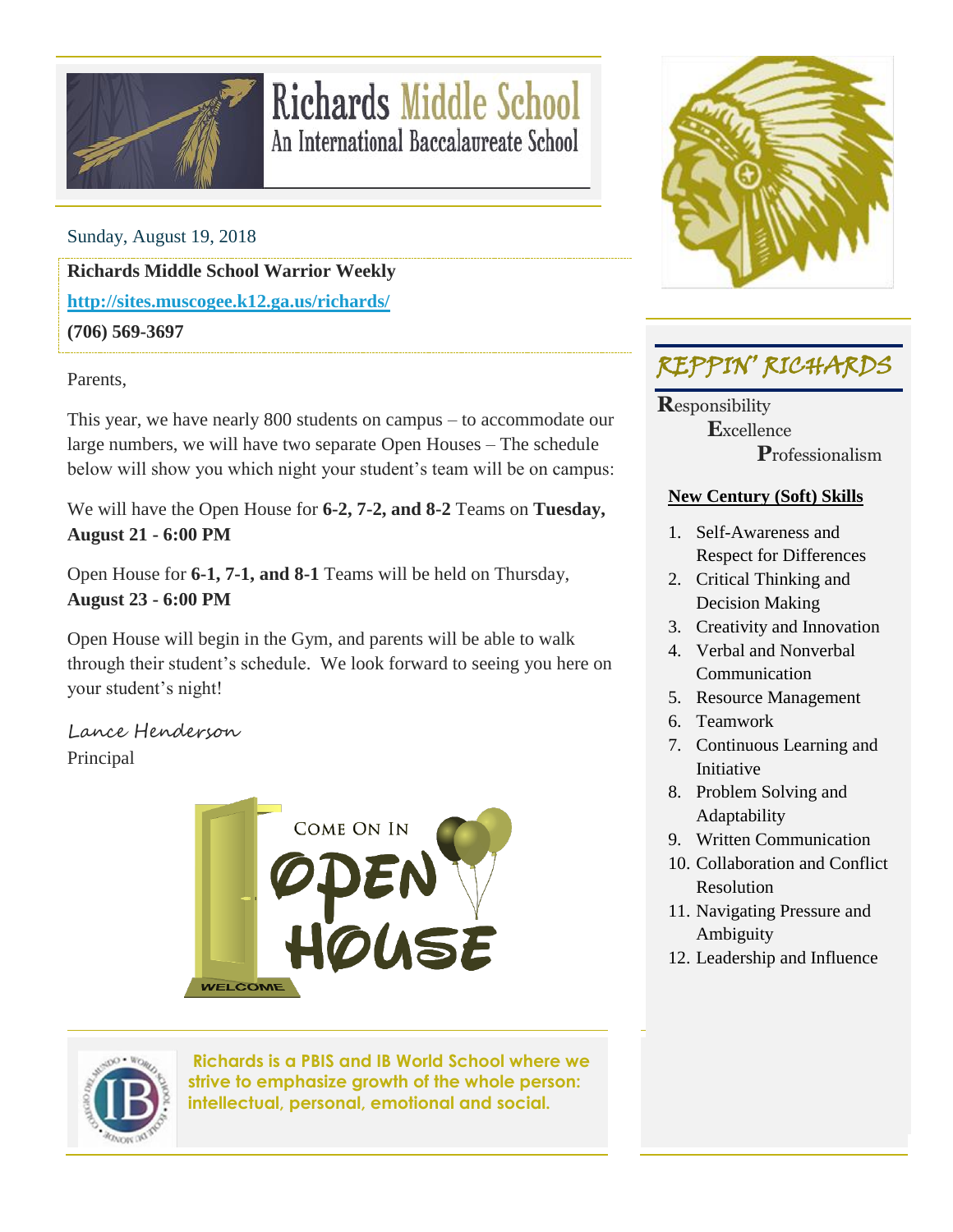# Richards Middle School
## An International Baccalaureate School

Sunday, August 19, 2018

**Richards Middle School Warrior Weekly**

**http://sites.muscogee.k12.ga.us/richards/**

**(706) 569-3697**

Parents,

This year, we have nearly 800 students on campus – to accommodate our large numbers, we will have two separate Open Houses – The schedule below will show you which night your student's team will be on campus:

We will have the Open House for **6-2, 7-2, and 8-2** Teams on **Tuesday, August 21 - 6:00 PM**

Open House for **6-1, 7-1, and 8-1** Teams will be held on Thursday, **August 23 - 6:00 PM**

Open House will begin in the Gym, and parents will be able to walk through their student's schedule. We look forward to seeing you here on your student's night!

*Lance Henderson*
Principal

COME ON IN
OPEN HOUSE
WELCOME

**Richards is a PBIS and IB World School where we strive to emphasize growth of the whole person: intellectual, personal, emotional and social.**

## REPPIN' RICHARDS

**R**esponsibility
**E**xcellence
**P**rofessionalism

### New Century (Soft) Skills

1. Self-Awareness and Respect for Differences
2. Critical Thinking and Decision Making
3. Creativity and Innovation
4. Verbal and Nonverbal Communication
5. Resource Management
6. Teamwork
7. Continuous Learning and Initiative
8. Problem Solving and Adaptability
9. Written Communication
10. Collaboration and Conflict Resolution
11. Navigating Pressure and Ambiguity
12. Leadership and Influence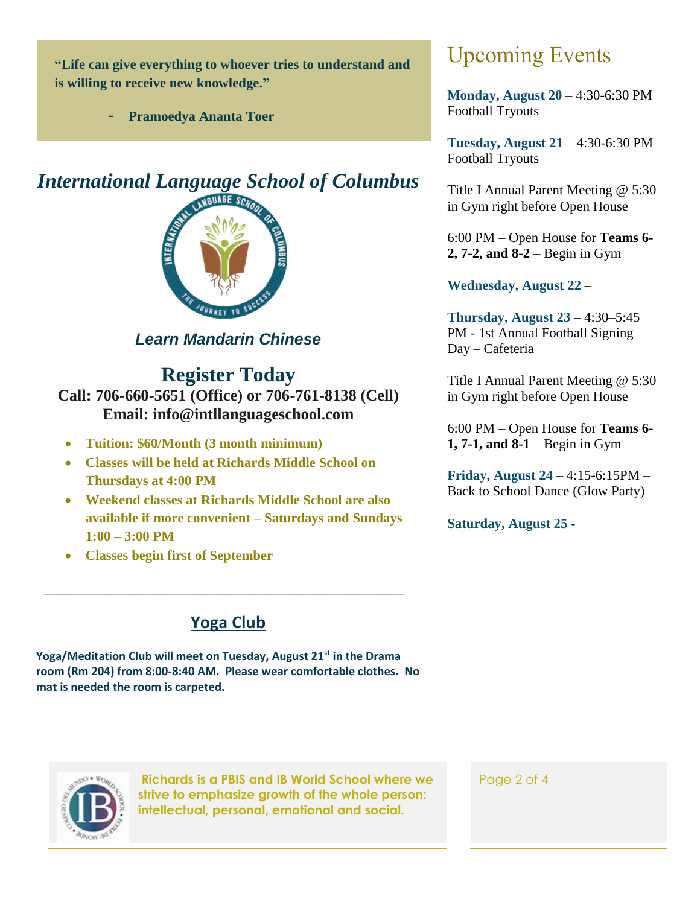> **"Life can give everything to whoever tries to understand and is willing to receive new knowledge."**
>
> **- Pramoedya Ananta Toer**

## *International Language School of Columbus*

***Learn Mandarin Chinese***

## Register Today

**Call: 706-660-5651 (Office) or 706-761-8138 (Cell)**
**Email: info@intllanguageschool.com**

- **Tuition: $60/Month (3 month minimum)**
- **Classes will be held at Richards Middle School on Thursdays at 4:00 PM**
- **Weekend classes at Richards Middle School are also available if more convenient – Saturdays and Sundays 1:00 – 3:00 PM**
- **Classes begin first of September**

---

## Yoga Club

**Yoga/Meditation Club will meet on Tuesday, August 21st in the Drama room (Rm 204) from 8:00-8:40 AM. Please wear comfortable clothes. No mat is needed the room is carpeted.**

# Upcoming Events

**Monday, August 20** – 4:30-6:30 PM Football Tryouts

**Tuesday, August 21** – 4:30-6:30 PM Football Tryouts

Title I Annual Parent Meeting @ 5:30 in Gym right before Open House

6:00 PM – Open House for **Teams 6-2, 7-2, and 8-2** – Begin in Gym

**Wednesday, August 22** –

**Thursday, August 23** – 4:30–5:45 PM - 1st Annual Football Signing Day – Cafeteria

Title I Annual Parent Meeting @ 5:30 in Gym right before Open House

6:00 PM – Open House for **Teams 6-1, 7-1, and 8-1** – Begin in Gym

**Friday, August 24** – 4:15-6:15PM – Back to School Dance (Glow Party)

**Saturday, August 25 -**

**Richards is a PBIS and IB World School where we strive to emphasize growth of the whole person: intellectual, personal, emotional and social.**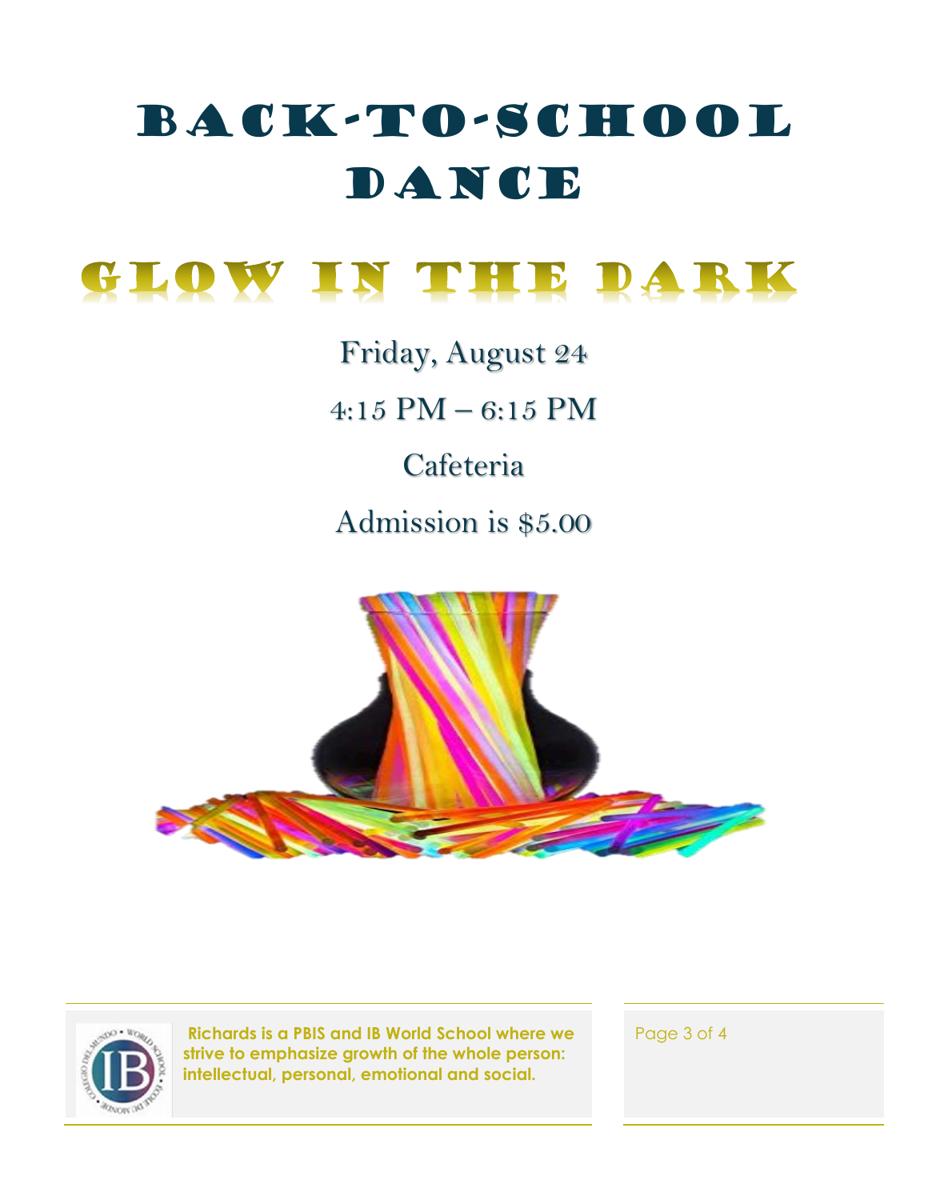# Back-to-School Dance

## Glow in the Dark

Friday, August 24

4:15 PM – 6:15 PM

Cafeteria

Admission is $5.00

**Richards is a PBIS and IB World School where we strive to emphasize growth of the whole person: intellectual, personal, emotional and social.**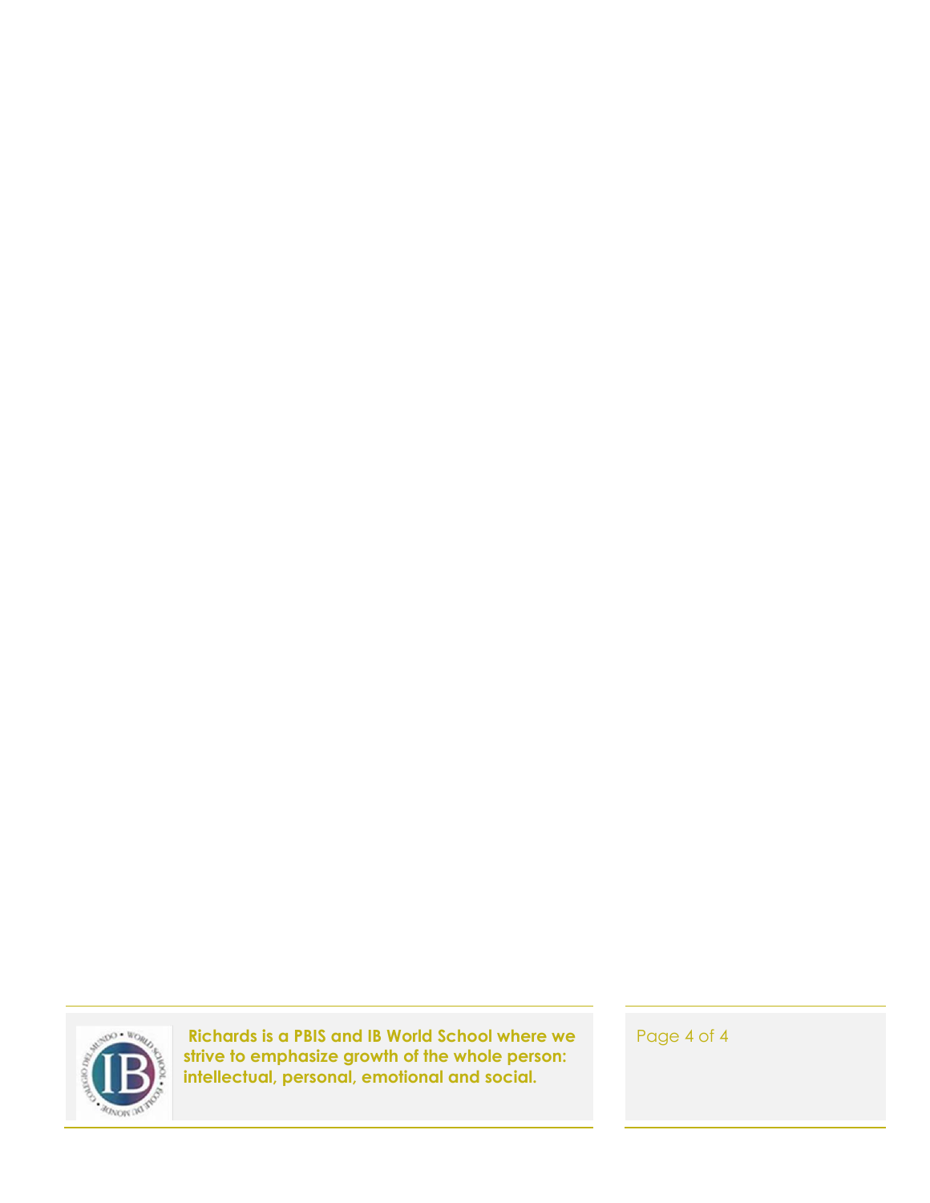**Richards is a PBIS and IB World School where we strive to emphasize growth of the whole person: intellectual, personal, emotional and social.**